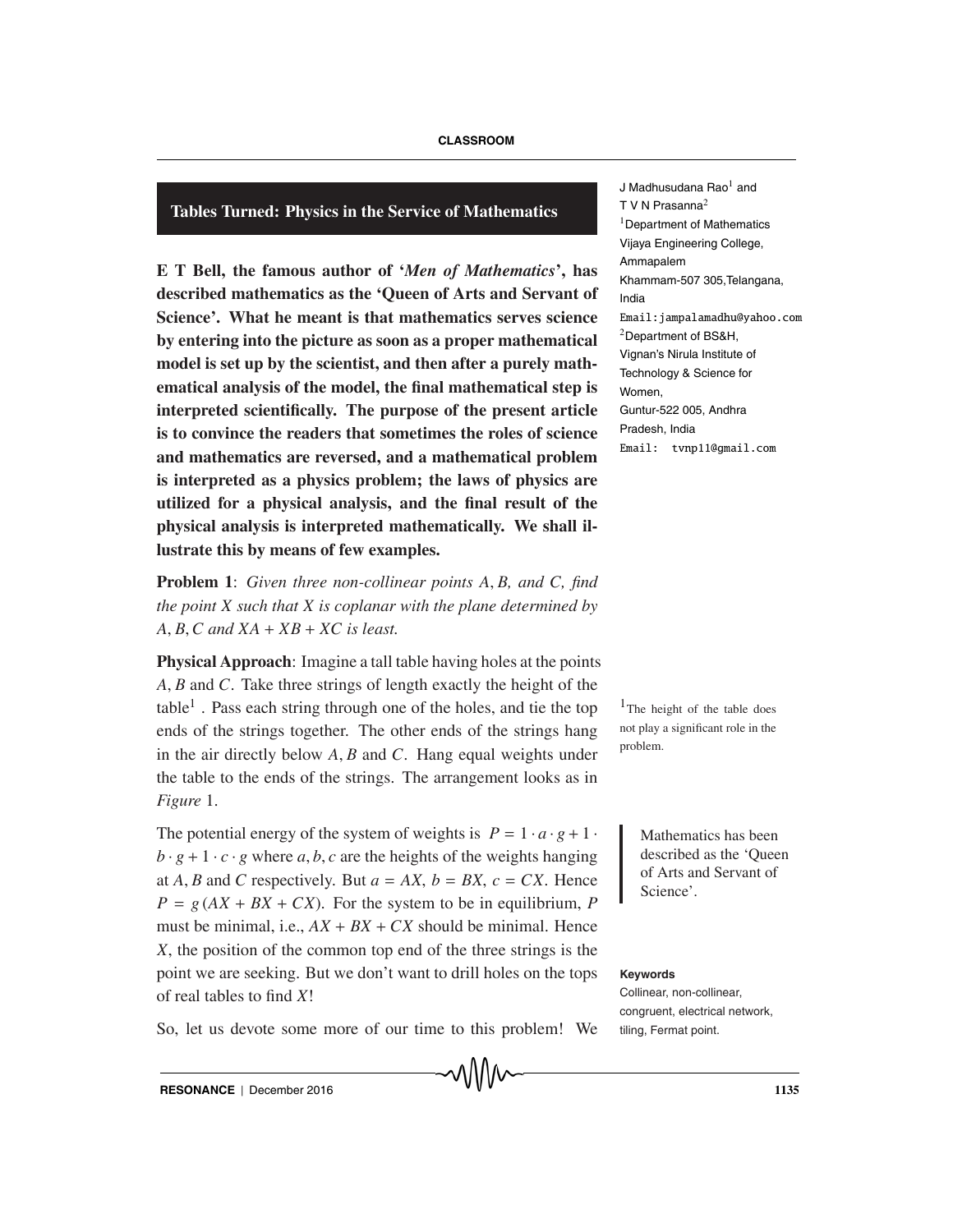# Tables Turned: Physics in the Service of Mathematics

J Madhusudana Rao[1] and T V N Prasanna[2]

[1]Department of Mathematics Vijaya Engineering College, Ammapalem Khammam-507 305,Telangana, India
Email: jampalamadhu@yahoo.com

[2]Department of BS&H, Vignan's Nirula Institute of Technology & Science for Women, Guntur-522 005, Andhra Pradesh, India
Email: tvnp11@gmail.com

**E T Bell, the famous author of '*Men of Mathematics*', has described mathematics as the 'Queen of Arts and Servant of Science'. What he meant is that mathematics serves science by entering into the picture as soon as a proper mathematical model is set up by the scientist, and then after a purely mathematical analysis of the model, the final mathematical step is interpreted scientifically. The purpose of the present article is to convince the readers that sometimes the roles of science and mathematics are reversed, and a mathematical problem is interpreted as a physics problem; the laws of physics are utilized for a physical analysis, and the final result of the physical analysis is interpreted mathematically. We shall illustrate this by means of few examples.**

**Problem 1**: *Given three non-collinear points $A$, $B$, and $C$, find the point $X$ such that $X$ is coplanar with the plane determined by $A, B, C$ and $XA + XB + XC$ is least.*

**Physical Approach**: Imagine a tall table having holes at the points $A$, $B$ and $C$. Take three strings of length exactly the height of the table[1]. Pass each string through one of the holes, and tie the top ends of the strings together. The other ends of the strings hang in the air directly below $A, B$ and $C$. Hang equal weights under the table to the ends of the strings. The arrangement looks as in *Figure* 1.

[1]The height of the table does not play a significant role in the problem.

The potential energy of the system of weights is $P = 1 \cdot a \cdot g + 1 \cdot b \cdot g + 1 \cdot c \cdot g$ where $a, b, c$ are the heights of the weights hanging at $A, B$ and $C$ respectively. But $a = AX$, $b = BX$, $c = CX$. Hence $P = g(AX + BX + CX)$. For the system to be in equilibrium, $P$ must be minimal, i.e., $AX + BX + CX$ should be minimal. Hence $X$, the position of the common top end of the three strings is the point we are seeking. But we don't want to drill holes on the tops of real tables to find $X$!

> Mathematics has been described as the 'Queen of Arts and Servant of Science'.

**Keywords**

Collinear, non-collinear, congruent, electrical network, tiling, Fermat point.

So, let us devote some more of our time to this problem! We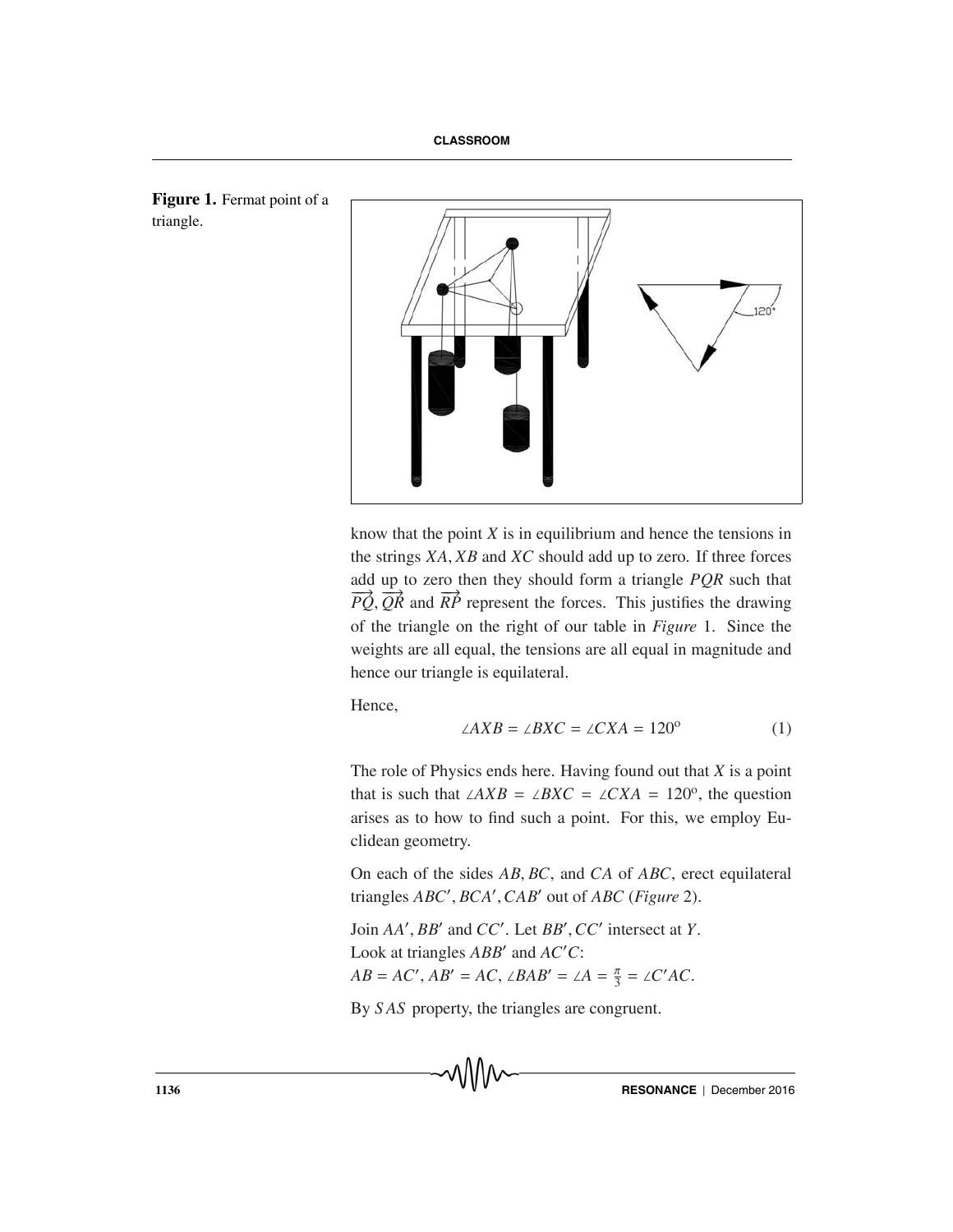**Figure 1.** Fermat point of a triangle.

know that the point $X$ is in equilibrium and hence the tensions in the strings $XA, XB$ and $XC$ should add up to zero. If three forces add up to zero then they should form a triangle $PQR$ such that $\overrightarrow{PQ}, \overrightarrow{QR}$ and $\overrightarrow{RP}$ represent the forces. This justifies the drawing of the triangle on the right of our table in *Figure* 1. Since the weights are all equal, the tensions are all equal in magnitude and hence our triangle is equilateral.

Hence,

$$\angle AXB = \angle BXC = \angle CXA = 120^{\circ} \tag{1}$$

The role of Physics ends here. Having found out that $X$ is a point that is such that $\angle AXB = \angle BXC = \angle CXA = 120^{\circ}$, the question arises as to how to find such a point. For this, we employ Euclidean geometry.

On each of the sides $AB, BC$, and $CA$ of $ABC$, erect equilateral triangles $ABC', BCA', CAB'$ out of $ABC$ (*Figure* 2).

Join $AA'$, $BB'$ and $CC'$. Let $BB', CC'$ intersect at $Y$.
Look at triangles $ABB'$ and $AC'C$:
$AB = AC'$, $AB' = AC$, $\angle BAB' = \angle A = \frac{\pi}{3} = \angle C'AC$.

By $SAS$ property, the triangles are congruent.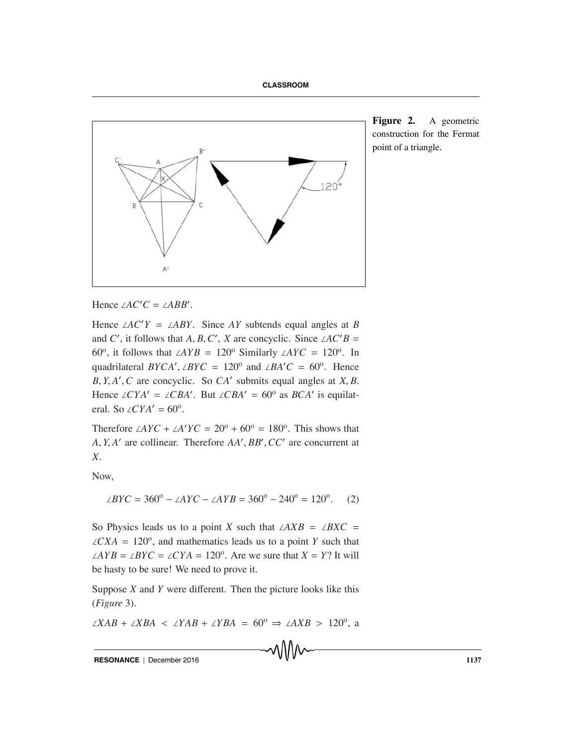**Figure 2.** A geometric construction for the Fermat point of a triangle.

Hence $\angle AC'C = \angle ABB'$.

Hence $\angle AC'Y = \angle ABY$. Since $AY$ subtends equal angles at $B$ and $C'$, it follows that $A, B, C'$, $X$ are concyclic. Since $\angle AC'B = 60^o$, it follows that $\angle AYB = 120^o$ Similarly $\angle AYC = 120^o$. In quadrilateral $BYCA'$, $\angle BYC = 120^o$ and $\angle BA'C = 60^o$. Hence $B, Y, A', C$ are concyclic. So $CA'$ submits equal angles at $X, B$. Hence $\angle CYA' = \angle CBA'$. But $\angle CBA' = 60^o$ as $BCA'$ is equilateral. So $\angle CYA' = 60^o$.

Therefore $\angle AYC + \angle A'YC = 20^o + 60^o = 180^o$. This shows that $A, Y, A'$ are collinear. Therefore $AA', BB', CC'$ are concurrent at $X$.

Now,

$$\angle BYC = 360^o - \angle AYC - \angle AYB = 360^o - 240^o = 120^o. \quad (2)$$

So Physics leads us to a point $X$ such that $\angle AXB = \angle BXC = \angle CXA = 120^o$, and mathematics leads us to a point $Y$ such that $\angle AYB = \angle BYC = \angle CYA = 120^o$. Are we sure that $X = Y$? It will be hasty to be sure! We need to prove it.

Suppose $X$ and $Y$ were different. Then the picture looks like this (*Figure* 3).

$\angle XAB + \angle XBA < \angle YAB + \angle YBA = 60^o \Rightarrow \angle AXB > 120^o$, a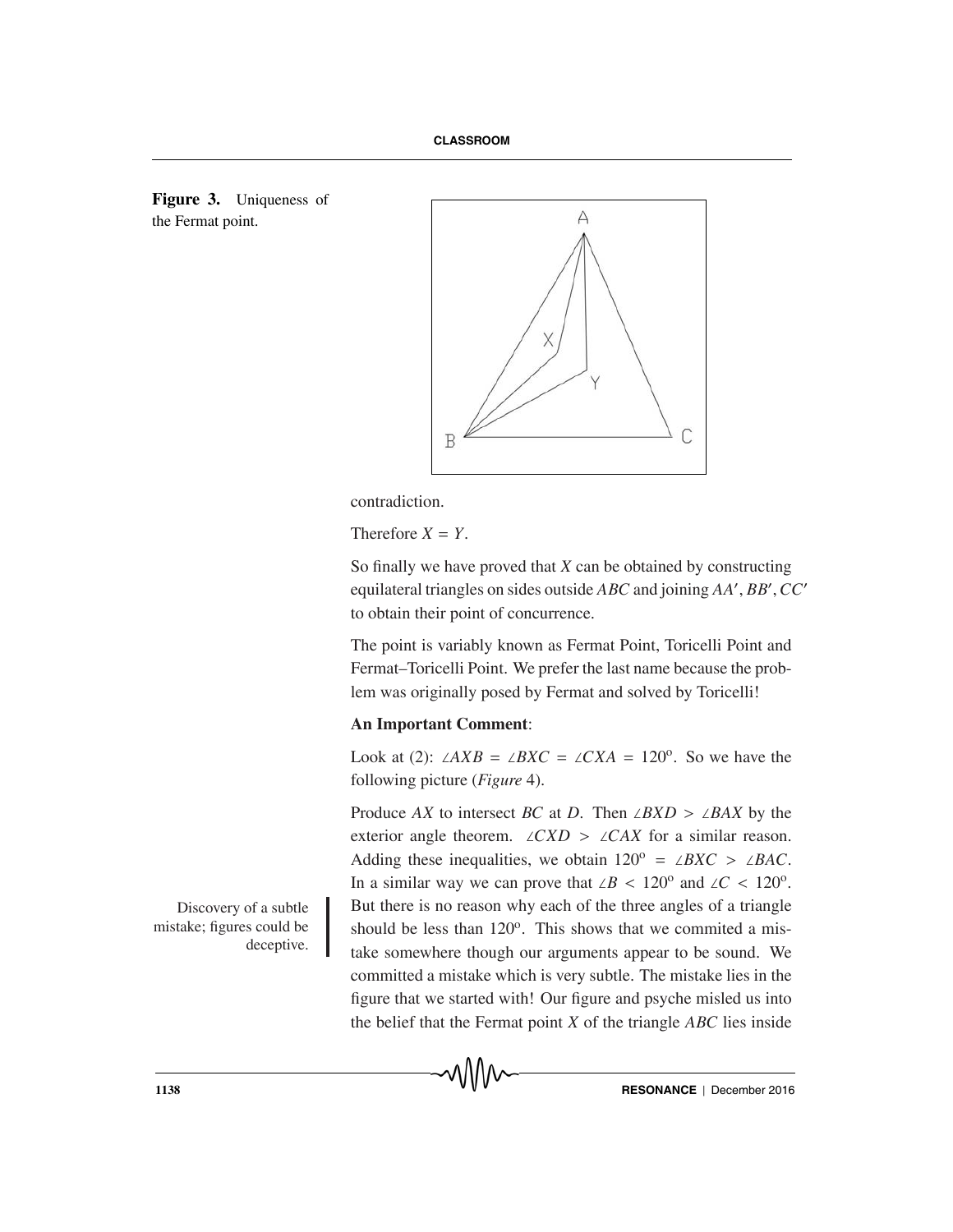**Figure 3.** Uniqueness of the Fermat point.

contradiction.

Therefore $X = Y$.

So finally we have proved that $X$ can be obtained by constructing equilateral triangles on sides outside $ABC$ and joining $AA'$, $BB'$, $CC'$ to obtain their point of concurrence.

The point is variably known as Fermat Point, Toricelli Point and Fermat–Toricelli Point. We prefer the last name because the problem was originally posed by Fermat and solved by Toricelli!

**An Important Comment**:

Look at (2): $\angle AXB = \angle BXC = \angle CXA = 120^{\circ}$. So we have the following picture (*Figure* 4).

Produce $AX$ to intersect $BC$ at $D$. Then $\angle BXD > \angle BAX$ by the exterior angle theorem. $\angle CXD > \angle CAX$ for a similar reason. Adding these inequalities, we obtain $120^{\circ} = \angle BXC > \angle BAC$. In a similar way we can prove that $\angle B < 120^{\circ}$ and $\angle C < 120^{\circ}$. But there is no reason why each of the three angles of a triangle should be less than $120^{\circ}$. This shows that we commited a mistake somewhere though our arguments appear to be sound. We committed a mistake which is very subtle. The mistake lies in the figure that we started with! Our figure and psyche misled us into the belief that the Fermat point $X$ of the triangle $ABC$ lies inside

Discovery of a subtle mistake; figures could be deceptive.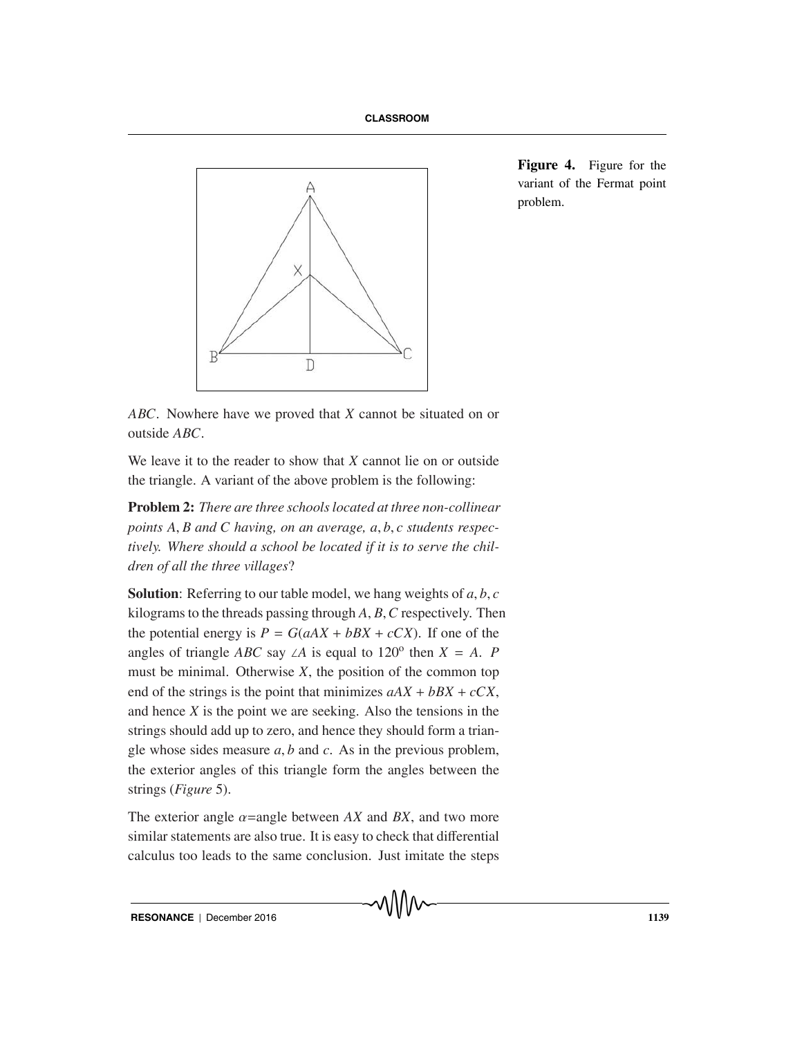Figure 4. Figure for the variant of the Fermat point problem.

$ABC$. Nowhere have we proved that $X$ cannot be situated on or outside $ABC$.

We leave it to the reader to show that $X$ cannot lie on or outside the triangle. A variant of the above problem is the following:

**Problem 2:** *There are three schools located at three non-collinear points $A$, $B$ and $C$ having, on an average, $a, b, c$ students respectively. Where should a school be located if it is to serve the children of all the three villages*?

**Solution**: Referring to our table model, we hang weights of $a, b, c$ kilograms to the threads passing through $A, B, C$ respectively. Then the potential energy is $P = G(aAX + bBX + cCX)$. If one of the angles of triangle $ABC$ say $\angle A$ is equal to $120^{\circ}$ then $X = A$. $P$ must be minimal. Otherwise $X$, the position of the common top end of the strings is the point that minimizes $aAX + bBX + cCX$, and hence $X$ is the point we are seeking. Also the tensions in the strings should add up to zero, and hence they should form a triangle whose sides measure $a, b$ and $c$. As in the previous problem, the exterior angles of this triangle form the angles between the strings (*Figure* 5).

The exterior angle $\alpha$=angle between $AX$ and $BX$, and two more similar statements are also true. It is easy to check that differential calculus too leads to the same conclusion. Just imitate the steps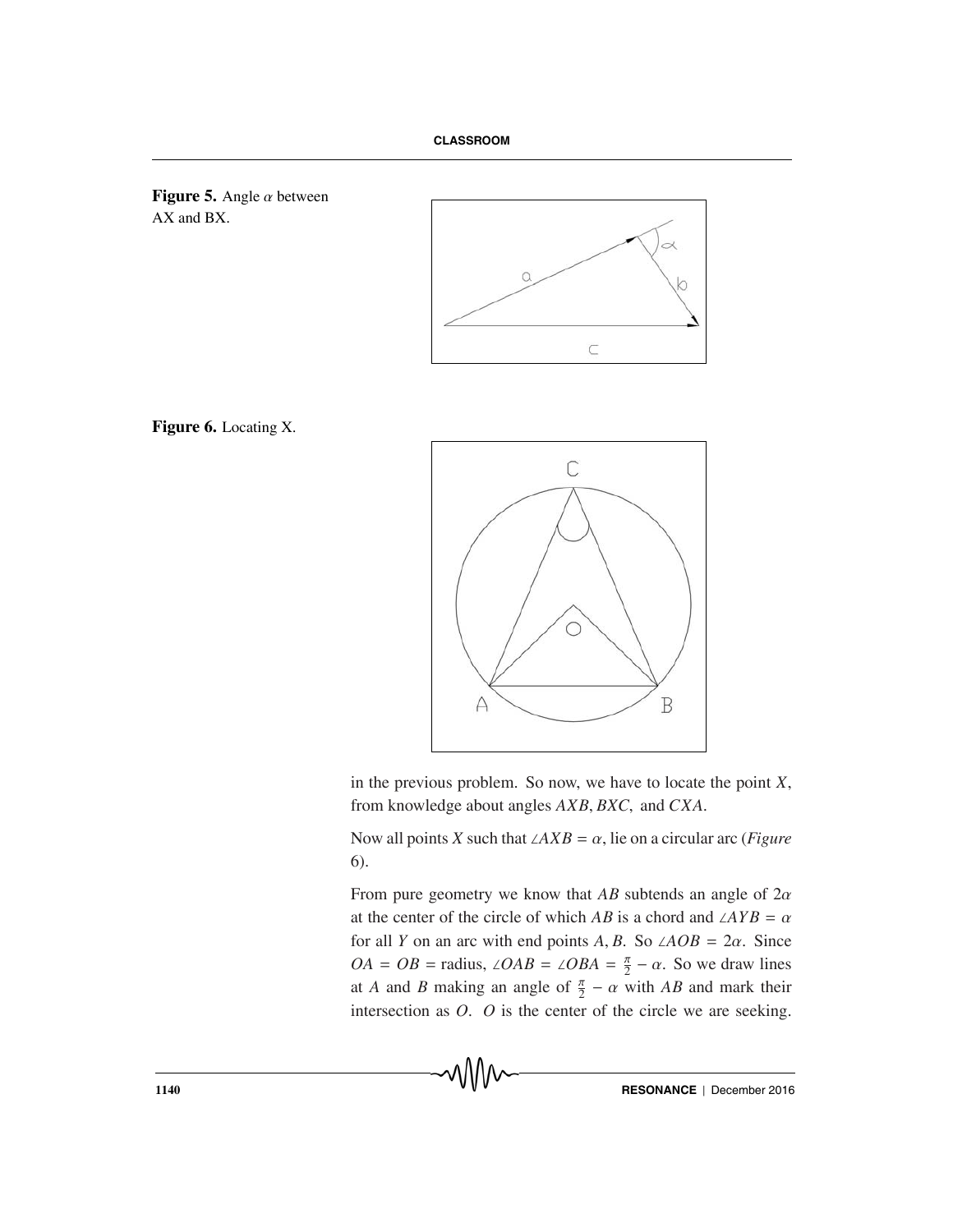**Figure 5.** Angle $\alpha$ between AX and BX.

**Figure 6.** Locating X.

in the previous problem. So now, we have to locate the point $X$, from knowledge about angles $AXB$, $BXC$, and $CXA$.

Now all points $X$ such that $\angle AXB = \alpha$, lie on a circular arc (*Figure* 6).

From pure geometry we know that $AB$ subtends an angle of $2\alpha$ at the center of the circle of which $AB$ is a chord and $\angle AYB = \alpha$ for all $Y$ on an arc with end points $A, B$. So $\angle AOB = 2\alpha$. Since $OA = OB =$ radius, $\angle OAB = \angle OBA = \frac{\pi}{2} - \alpha$. So we draw lines at $A$ and $B$ making an angle of $\frac{\pi}{2} - \alpha$ with $AB$ and mark their intersection as $O$. $O$ is the center of the circle we are seeking.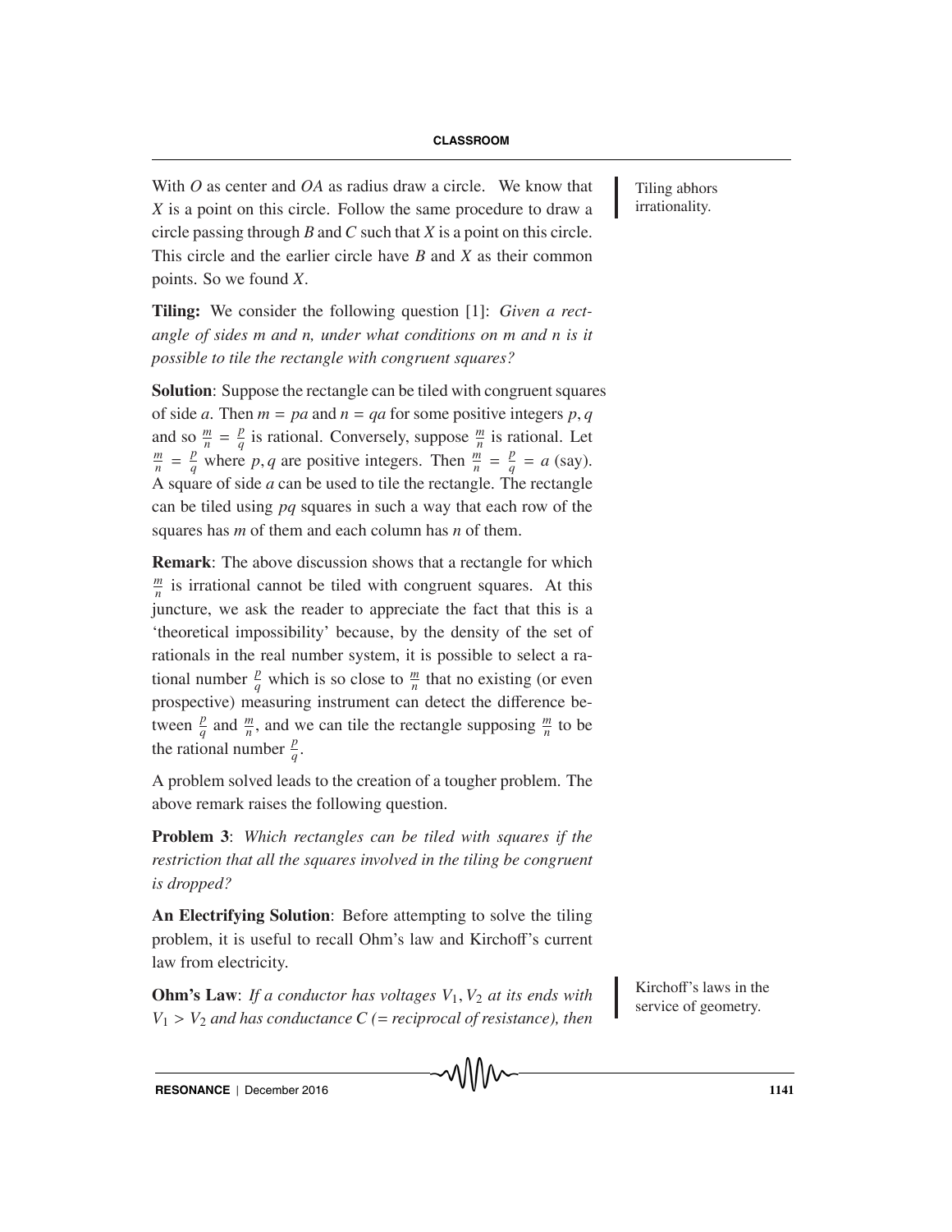With $O$ as center and $OA$ as radius draw a circle. We know that $X$ is a point on this circle. Follow the same procedure to draw a circle passing through $B$ and $C$ such that $X$ is a point on this circle. This circle and the earlier circle have $B$ and $X$ as their common points. So we found $X$.

Tiling abhors irrationality.

**Tiling:** We consider the following question [1]: *Given a rectangle of sides m and n, under what conditions on m and n is it possible to tile the rectangle with congruent squares?*

**Solution**: Suppose the rectangle can be tiled with congruent squares of side $a$. Then $m = pa$ and $n = qa$ for some positive integers $p, q$ and so $\frac{m}{n} = \frac{p}{q}$ is rational. Conversely, suppose $\frac{m}{n}$ is rational. Let $\frac{m}{n} = \frac{p}{q}$ where $p, q$ are positive integers. Then $\frac{m}{n} = \frac{p}{q} = a$ (say). A square of side $a$ can be used to tile the rectangle. The rectangle can be tiled using $pq$ squares in such a way that each row of the squares has $m$ of them and each column has $n$ of them.

**Remark**: The above discussion shows that a rectangle for which $\frac{m}{n}$ is irrational cannot be tiled with congruent squares. At this juncture, we ask the reader to appreciate the fact that this is a 'theoretical impossibility' because, by the density of the set of rationals in the real number system, it is possible to select a rational number $\frac{p}{q}$ which is so close to $\frac{m}{n}$ that no existing (or even prospective) measuring instrument can detect the difference between $\frac{p}{q}$ and $\frac{m}{n}$, and we can tile the rectangle supposing $\frac{m}{n}$ to be the rational number $\frac{p}{q}$.

A problem solved leads to the creation of a tougher problem. The above remark raises the following question.

**Problem 3**: *Which rectangles can be tiled with squares if the restriction that all the squares involved in the tiling be congruent is dropped?*

**An Electrifying Solution**: Before attempting to solve the tiling problem, it is useful to recall Ohm's law and Kirchoff's current law from electricity.

Kirchoff's laws in the service of geometry.

**Ohm's Law**: *If a conductor has voltages $V_1, V_2$ at its ends with $V_1 > V_2$ and has conductance $C$ (= reciprocal of resistance), then*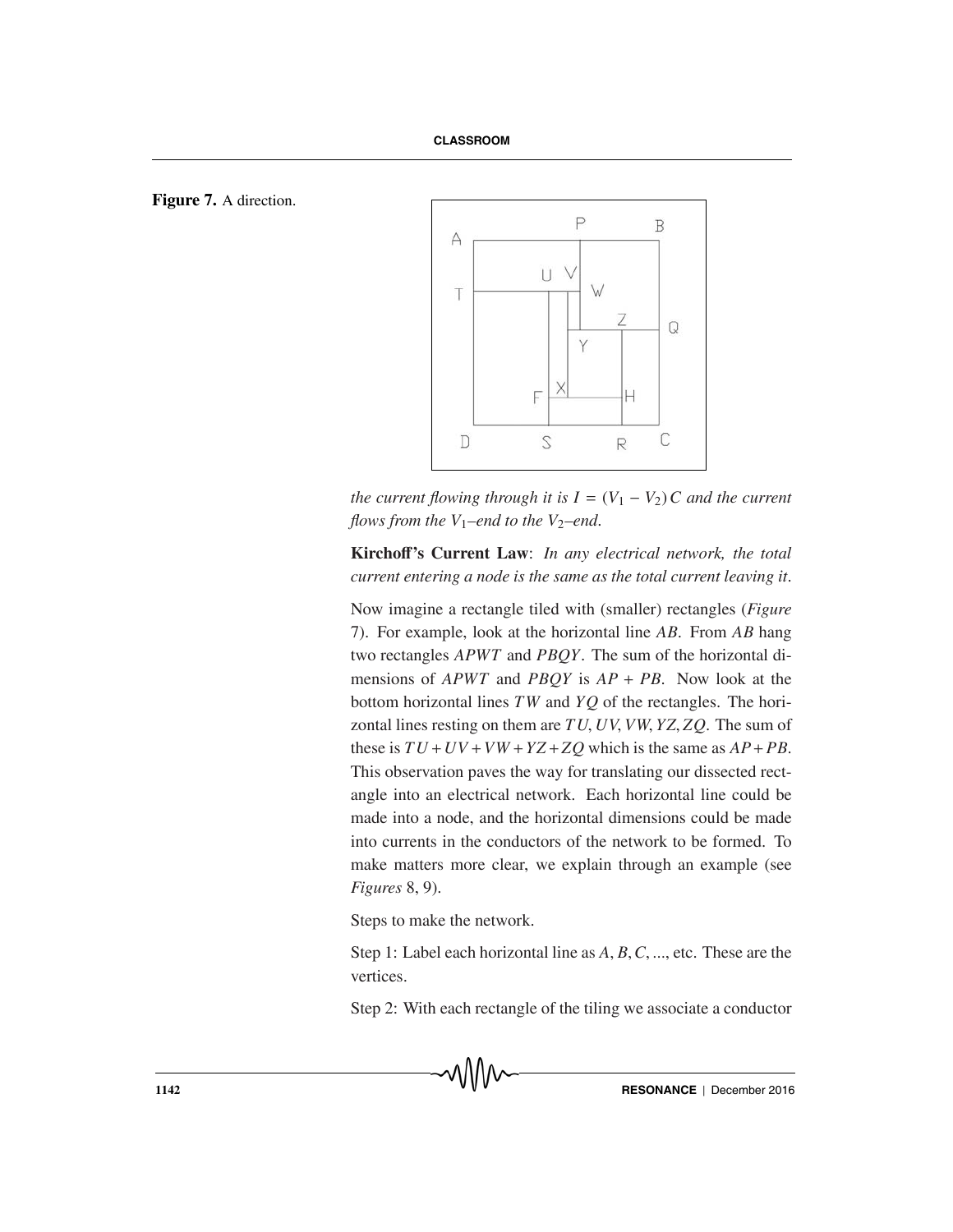Figure 7. A direction.

*the current flowing through it is $I = (V_1 - V_2)\,C$ and the current flows from the $V_1$–end to the $V_2$–end.*

**Kirchoff's Current Law**: *In any electrical network, the total current entering a node is the same as the total current leaving it.*

Now imagine a rectangle tiled with (smaller) rectangles (*Figure* 7). For example, look at the horizontal line $AB$. From $AB$ hang two rectangles $APWT$ and $PBQY$. The sum of the horizontal dimensions of $APWT$ and $PBQY$ is $AP + PB$. Now look at the bottom horizontal lines $TW$ and $YQ$ of the rectangles. The horizontal lines resting on them are $TU, UV, VW, YZ, ZQ$. The sum of these is $TU + UV + VW + YZ + ZQ$ which is the same as $AP + PB$. This observation paves the way for translating our dissected rectangle into an electrical network. Each horizontal line could be made into a node, and the horizontal dimensions could be made into currents in the conductors of the network to be formed. To make matters more clear, we explain through an example (see *Figures* 8, 9).

Steps to make the network.

Step 1: Label each horizontal line as $A, B, C, \ldots$, etc. These are the vertices.

Step 2: With each rectangle of the tiling we associate a conductor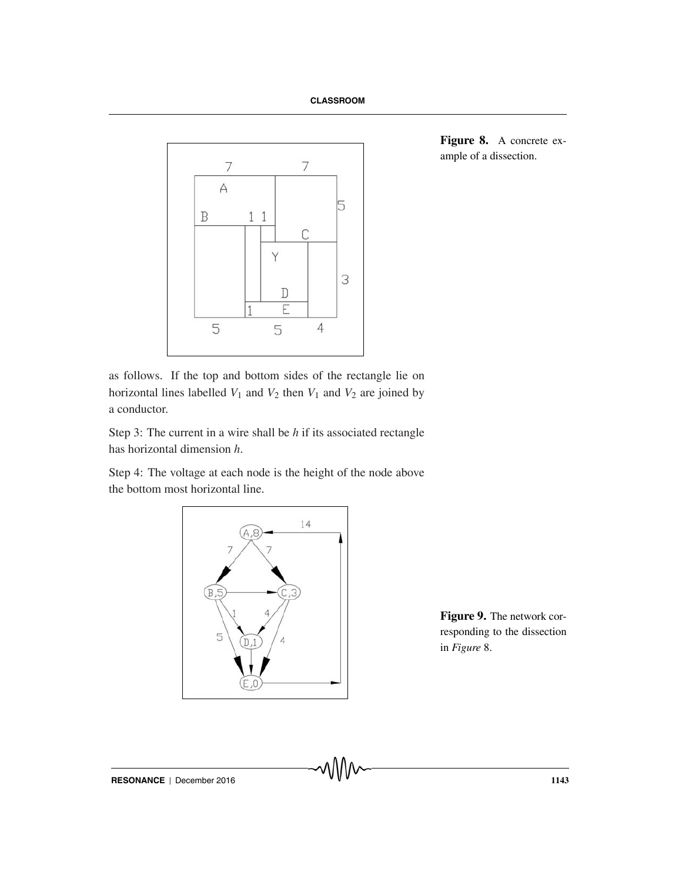Figure 8. A concrete example of a dissection.

as follows. If the top and bottom sides of the rectangle lie on horizontal lines labelled $V_1$ and $V_2$ then $V_1$ and $V_2$ are joined by a conductor.

Step 3: The current in a wire shall be $h$ if its associated rectangle has horizontal dimension $h$.

Step 4: The voltage at each node is the height of the node above the bottom most horizontal line.

Figure 9. The network corresponding to the dissection in *Figure* 8.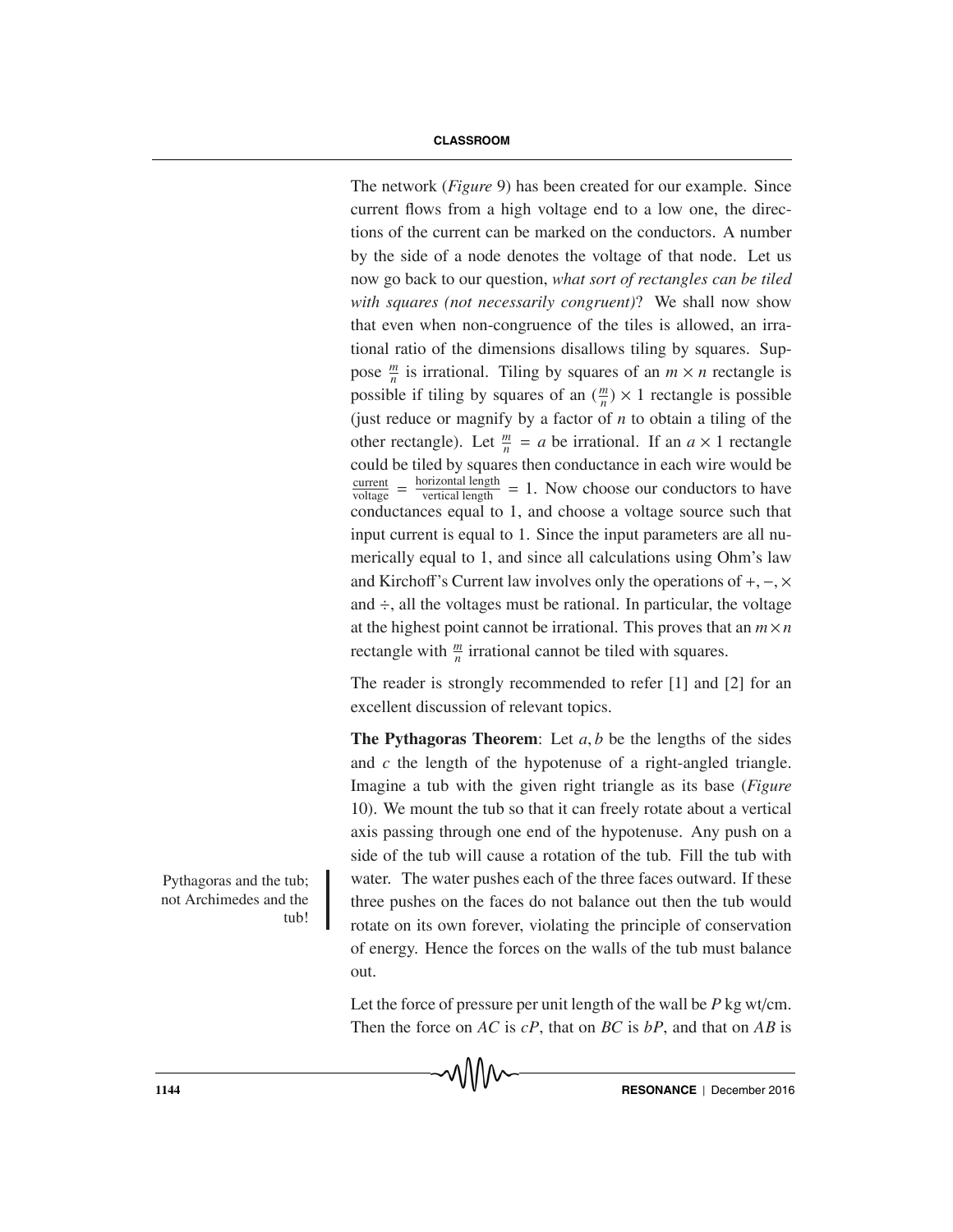The network (*Figure* 9) has been created for our example. Since current flows from a high voltage end to a low one, the directions of the current can be marked on the conductors. A number by the side of a node denotes the voltage of that node. Let us now go back to our question, *what sort of rectangles can be tiled with squares (not necessarily congruent)*? We shall now show that even when non-congruence of the tiles is allowed, an irrational ratio of the dimensions disallows tiling by squares. Suppose $\frac{m}{n}$ is irrational. Tiling by squares of an $m \times n$ rectangle is possible if tiling by squares of an $(\frac{m}{n}) \times 1$ rectangle is possible (just reduce or magnify by a factor of $n$ to obtain a tiling of the other rectangle). Let $\frac{m}{n} = a$ be irrational. If an $a \times 1$ rectangle could be tiled by squares then conductance in each wire would be $\frac{\text{current}}{\text{voltage}} = \frac{\text{horizontal length}}{\text{vertical length}} = 1$. Now choose our conductors to have conductances equal to 1, and choose a voltage source such that input current is equal to 1. Since the input parameters are all numerically equal to 1, and since all calculations using Ohm's law and Kirchoff's Current law involves only the operations of $+, -, \times$ and $\div$, all the voltages must be rational. In particular, the voltage at the highest point cannot be irrational. This proves that an $m \times n$ rectangle with $\frac{m}{n}$ irrational cannot be tiled with squares.

The reader is strongly recommended to refer [1] and [2] for an excellent discussion of relevant topics.

Pythagoras and the tub; not Archimedes and the tub!

**The Pythagoras Theorem**: Let $a, b$ be the lengths of the sides and $c$ the length of the hypotenuse of a right-angled triangle. Imagine a tub with the given right triangle as its base (*Figure* 10). We mount the tub so that it can freely rotate about a vertical axis passing through one end of the hypotenuse. Any push on a side of the tub will cause a rotation of the tub. Fill the tub with water. The water pushes each of the three faces outward. If these three pushes on the faces do not balance out then the tub would rotate on its own forever, violating the principle of conservation of energy. Hence the forces on the walls of the tub must balance out.

Let the force of pressure per unit length of the wall be $P$ kg wt/cm. Then the force on $AC$ is $cP$, that on $BC$ is $bP$, and that on $AB$ is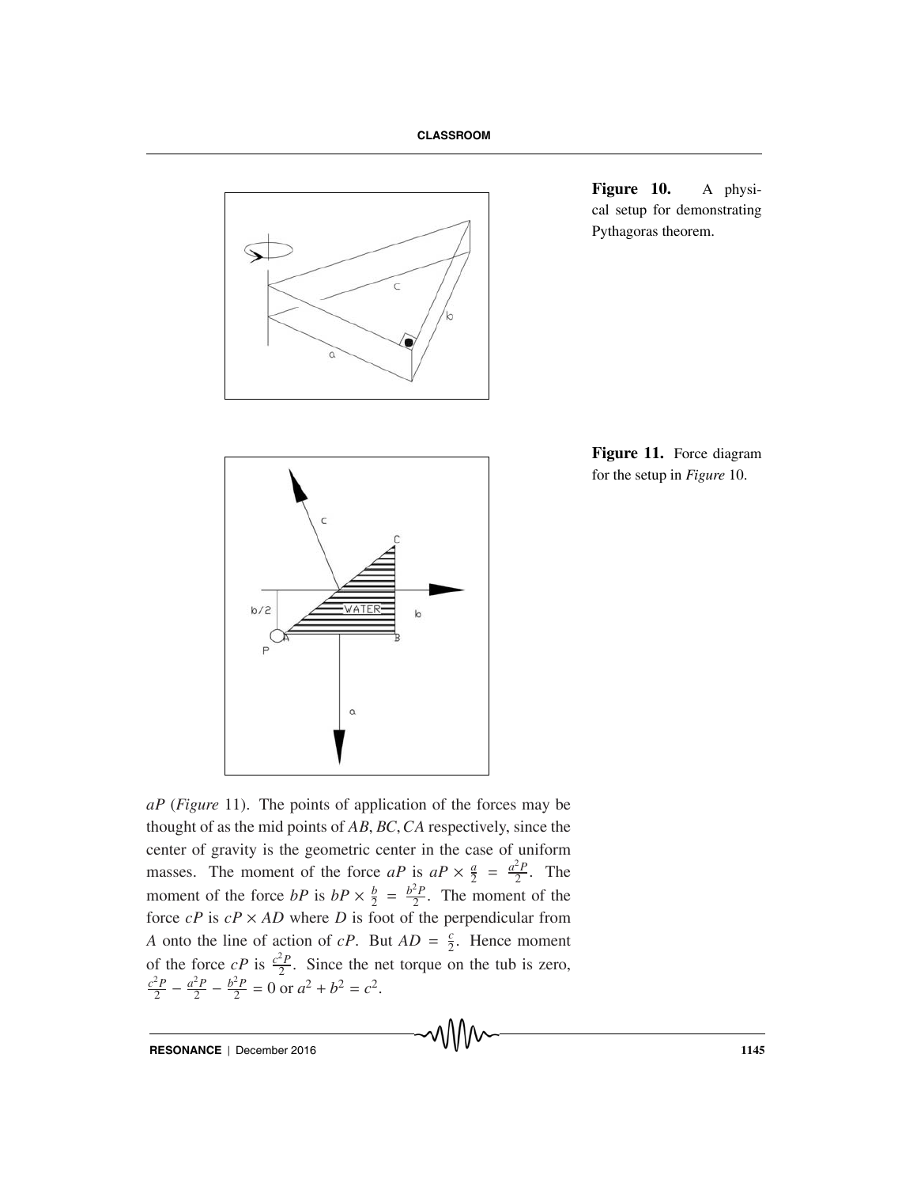Figure 10. A physical setup for demonstrating Pythagoras theorem.

Figure 11. Force diagram for the setup in *Figure* 10.

$aP$ (*Figure* 11). The points of application of the forces may be thought of as the mid points of $AB, BC, CA$ respectively, since the center of gravity is the geometric center in the case of uniform masses. The moment of the force $aP$ is $aP \times \frac{a}{2} = \frac{a^2P}{2}$. The moment of the force $bP$ is $bP \times \frac{b}{2} = \frac{b^2P}{2}$. The moment of the force $cP$ is $cP \times AD$ where $D$ is foot of the perpendicular from $A$ onto the line of action of $cP$. But $AD = \frac{c}{2}$. Hence moment of the force $cP$ is $\frac{c^2P}{2}$. Since the net torque on the tub is zero, $\frac{c^2P}{2} - \frac{a^2P}{2} - \frac{b^2P}{2} = 0$ or $a^2 + b^2 = c^2$.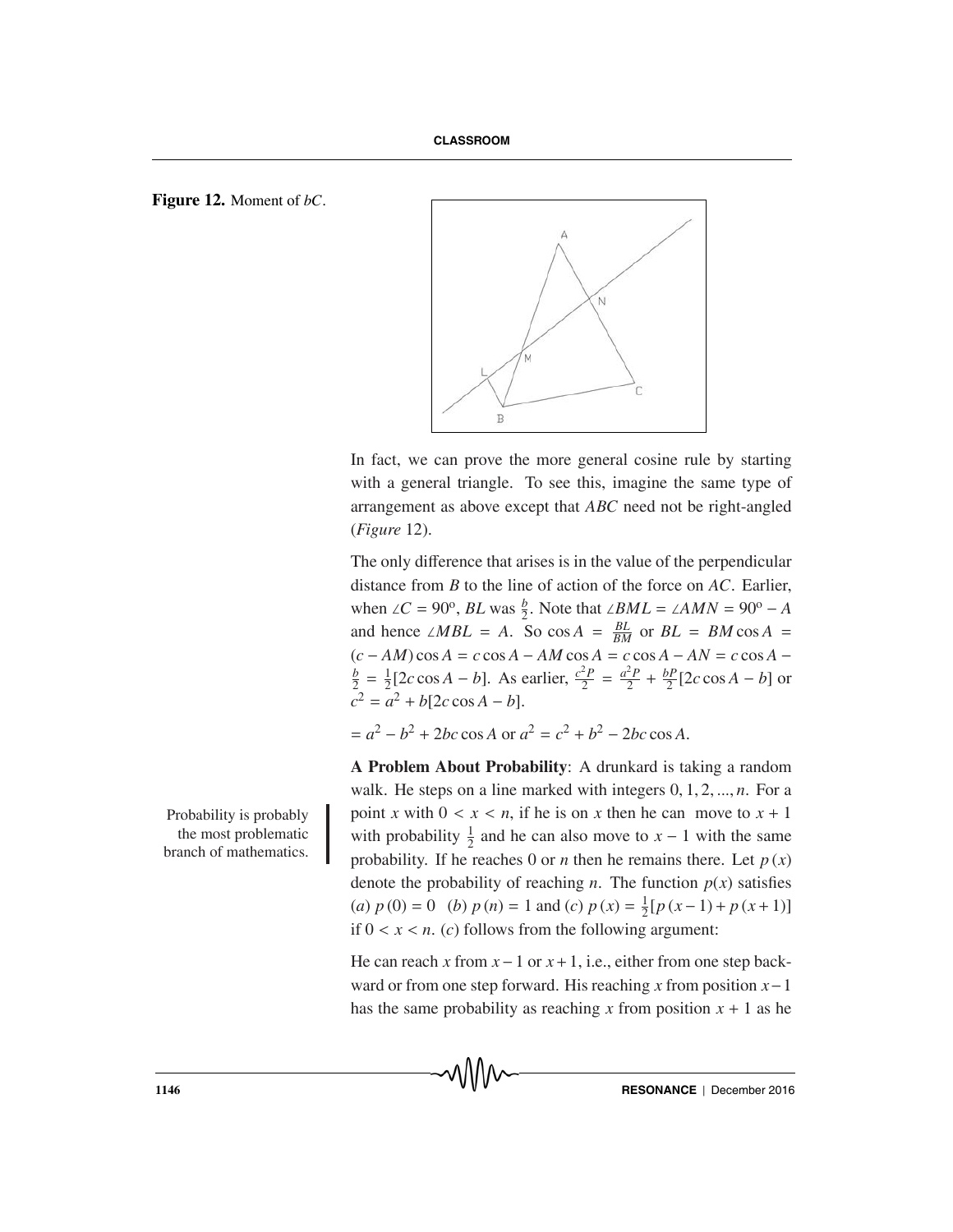**Figure 12.** Moment of $bC$.

In fact, we can prove the more general cosine rule by starting with a general triangle. To see this, imagine the same type of arrangement as above except that $ABC$ need not be right-angled (*Figure* 12).

The only difference that arises is in the value of the perpendicular distance from $B$ to the line of action of the force on $AC$. Earlier, when $\angle C = 90^{o}$, $BL$ was $\frac{b}{2}$. Note that $\angle BML = \angle AMN = 90^{o} - A$ and hence $\angle MBL = A$. So $\cos A = \frac{BL}{BM}$ or $BL = BM \cos A = (c - AM)\cos A = c\cos A - AM\cos A = c\cos A - AN = c\cos A - \frac{b}{2} = \frac{1}{2}[2c\cos A - b]$. As earlier, $\frac{c^2P}{2} = \frac{a^2P}{2} + \frac{bP}{2}[2c\cos A - b]$ or $c^2 = a^2 + b[2c\cos A - b]$.

$= a^2 - b^2 + 2bc\cos A$ or $a^2 = c^2 + b^2 - 2bc\cos A$.

Probability is probably the most problematic branch of mathematics.

**A Problem About Probability**: A drunkard is taking a random walk. He steps on a line marked with integers $0, 1, 2, ..., n$. For a point $x$ with $0 < x < n$, if he is on $x$ then he can move to $x + 1$ with probability $\frac{1}{2}$ and he can also move to $x - 1$ with the same probability. If he reaches 0 or $n$ then he remains there. Let $p(x)$ denote the probability of reaching $n$. The function $p(x)$ satisfies (*a*) $p(0) = 0$ (*b*) $p(n) = 1$ and (*c*) $p(x) = \frac{1}{2}[p(x-1) + p(x+1)]$ if $0 < x < n$. (*c*) follows from the following argument:

He can reach $x$ from $x-1$ or $x+1$, i.e., either from one step backward or from one step forward. His reaching $x$ from position $x-1$ has the same probability as reaching $x$ from position $x + 1$ as he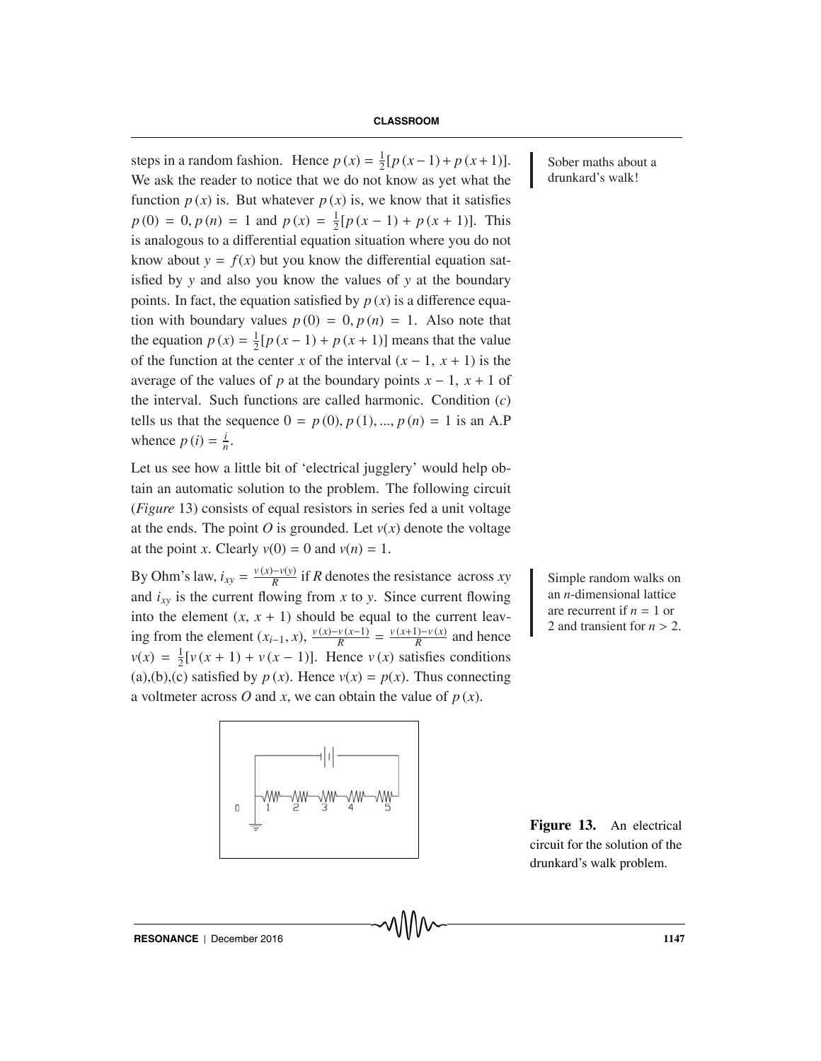steps in a random fashion. Hence $p(x) = \frac{1}{2}[p(x-1) + p(x+1)]$. We ask the reader to notice that we do not know as yet what the function $p(x)$ is. But whatever $p(x)$ is, we know that it satisfies $p(0) = 0, p(n) = 1$ and $p(x) = \frac{1}{2}[p(x-1) + p(x+1)]$. This is analogous to a differential equation situation where you do not know about $y = f(x)$ but you know the differential equation satisfied by $y$ and also you know the values of $y$ at the boundary points. In fact, the equation satisfied by $p(x)$ is a difference equation with boundary values $p(0) = 0, p(n) = 1$. Also note that the equation $p(x) = \frac{1}{2}[p(x-1) + p(x+1)]$ means that the value of the function at the center $x$ of the interval $(x-1, x+1)$ is the average of the values of $p$ at the boundary points $x-1$, $x+1$ of the interval. Such functions are called harmonic. Condition $(c)$ tells us that the sequence $0 = p(0), p(1), ..., p(n) = 1$ is an A.P whence $p(i) = \frac{i}{n}$.

Sober maths about a drunkard's walk!

Let us see how a little bit of 'electrical jugglery' would help obtain an automatic solution to the problem. The following circuit (*Figure* 13) consists of equal resistors in series fed a unit voltage at the ends. The point $O$ is grounded. Let $v(x)$ denote the voltage at the point $x$. Clearly $v(0) = 0$ and $v(n) = 1$.

By Ohm's law, $i_{xy} = \frac{v(x)-v(y)}{R}$ if $R$ denotes the resistance across $xy$ and $i_{xy}$ is the current flowing from $x$ to $y$. Since current flowing into the element $(x, x+1)$ should be equal to the current leaving from the element $(x_{i-1}, x)$, $\frac{v(x)-v(x-1)}{R} = \frac{v(x+1)-v(x)}{R}$ and hence $v(x) = \frac{1}{2}[v(x+1) + v(x-1)]$. Hence $v(x)$ satisfies conditions (a),(b),(c) satisfied by $p(x)$. Hence $v(x) = p(x)$. Thus connecting a voltmeter across $O$ and $x$, we can obtain the value of $p(x)$.

Simple random walks on an $n$-dimensional lattice are recurrent if $n = 1$ or 2 and transient for $n > 2$.

**Figure 13.** An electrical circuit for the solution of the drunkard's walk problem.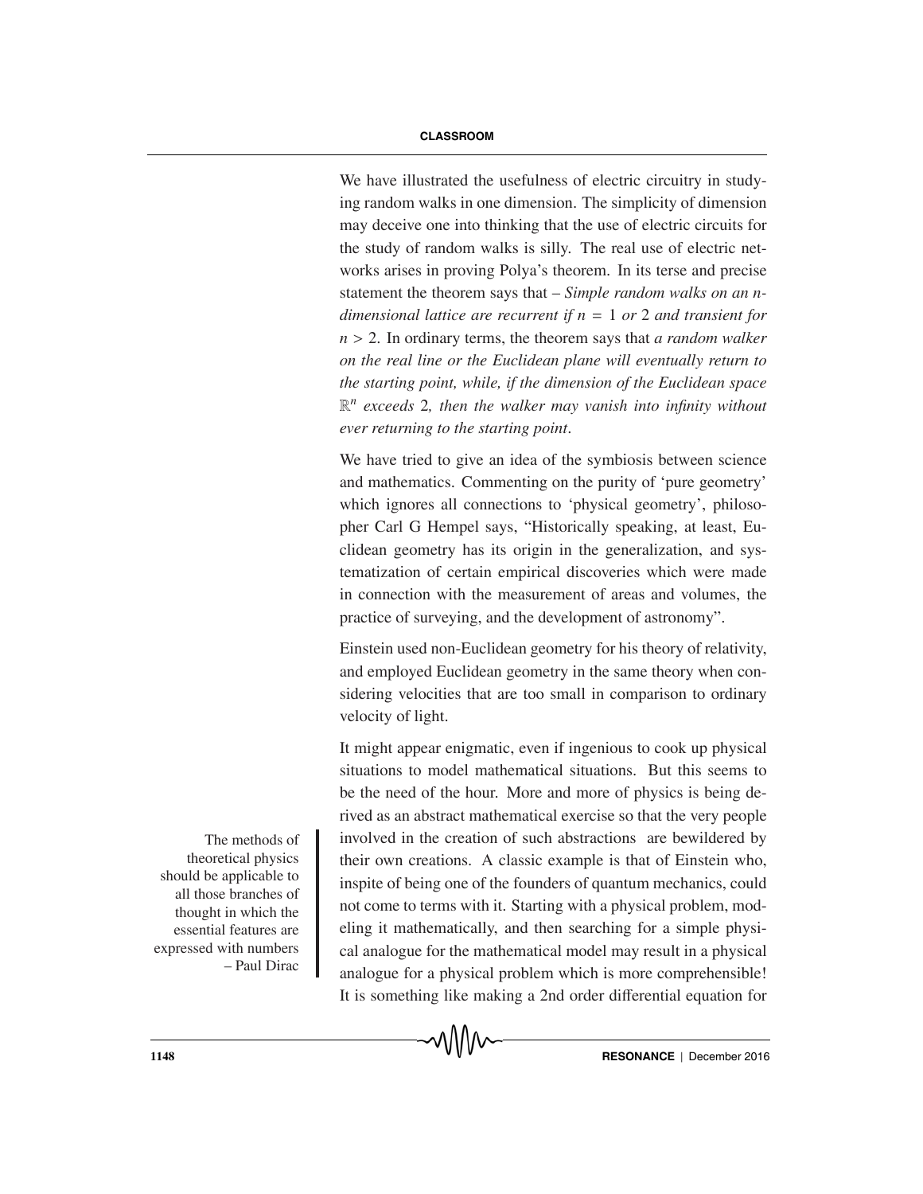We have illustrated the usefulness of electric circuitry in studying random walks in one dimension. The simplicity of dimension may deceive one into thinking that the use of electric circuits for the study of random walks is silly. The real use of electric networks arises in proving Polya's theorem. In its terse and precise statement the theorem says that – *Simple random walks on an n-dimensional lattice are recurrent if* $n = 1$ *or* 2 *and transient for* $n > 2$. In ordinary terms, the theorem says that *a random walker on the real line or the Euclidean plane will eventually return to the starting point, while, if the dimension of the Euclidean space* $\mathbb{R}^n$ *exceeds* 2*, then the walker may vanish into infinity without ever returning to the starting point*.

We have tried to give an idea of the symbiosis between science and mathematics. Commenting on the purity of 'pure geometry' which ignores all connections to 'physical geometry', philosopher Carl G Hempel says, "Historically speaking, at least, Euclidean geometry has its origin in the generalization, and systematization of certain empirical discoveries which were made in connection with the measurement of areas and volumes, the practice of surveying, and the development of astronomy".

Einstein used non-Euclidean geometry for his theory of relativity, and employed Euclidean geometry in the same theory when considering velocities that are too small in comparison to ordinary velocity of light.

It might appear enigmatic, even if ingenious to cook up physical situations to model mathematical situations. But this seems to be the need of the hour. More and more of physics is being derived as an abstract mathematical exercise so that the very people involved in the creation of such abstractions are bewildered by their own creations. A classic example is that of Einstein who, inspite of being one of the founders of quantum mechanics, could not come to terms with it. Starting with a physical problem, modeling it mathematically, and then searching for a simple physical analogue for the mathematical model may result in a physical analogue for a physical problem which is more comprehensible! It is something like making a 2nd order differential equation for

> The methods of theoretical physics should be applicable to all those branches of thought in which the essential features are expressed with numbers
> – Paul Dirac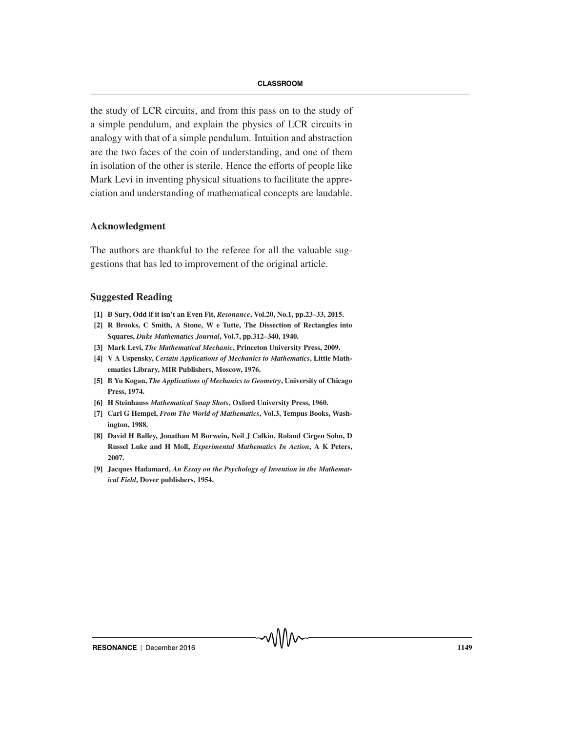the study of LCR circuits, and from this pass on to the study of a simple pendulum, and explain the physics of LCR circuits in analogy with that of a simple pendulum. Intuition and abstraction are the two faces of the coin of understanding, and one of them in isolation of the other is sterile. Hence the efforts of people like Mark Levi in inventing physical situations to facilitate the appreciation and understanding of mathematical concepts are laudable.

## Acknowledgment

The authors are thankful to the referee for all the valuable suggestions that has led to improvement of the original article.

## Suggested Reading

**[1] B Sury, Odd if it isn't an Even Fit, *Resonance*, Vol.20, No.1, pp.23–33, 2015.**

**[2] R Brooks, C Smith, A Stone, W e Tutte, The Dissection of Rectangles into Squares, *Duke Mathematics Journal*, Vol.7, pp.312–340, 1940.**

**[3] Mark Levi, *The Mathematical Mechanic*, Princeton University Press, 2009.**

**[4] V A Uspensky, *Certain Applications of Mechanics to Mathematics*, Little Mathematics Library, MIR Publishers, Moscow, 1976.**

**[5] B Yu Kogan, *The Applications of Mechanics to Geometry*, University of Chicago Press, 1974.**

**[6] H Steinhauss *Mathematical Snap Shots*, Oxford University Press, 1960.**

**[7] Carl G Hempel, *From The World of Mathematics*, Vol.3, Tempus Books, Washington, 1988.**

**[8] David H Balley, Jonathan M Borwein, Neil J Calkin, Roland Cirgen Sohn, D Russel Luke and H Moll, *Experimental Mathematics In Action*, A K Peters, 2007.**

**[9] Jacques Hadamard, *An Essay on the Psychology of Invention in the Mathematical Field*, Dover publishers, 1954.**